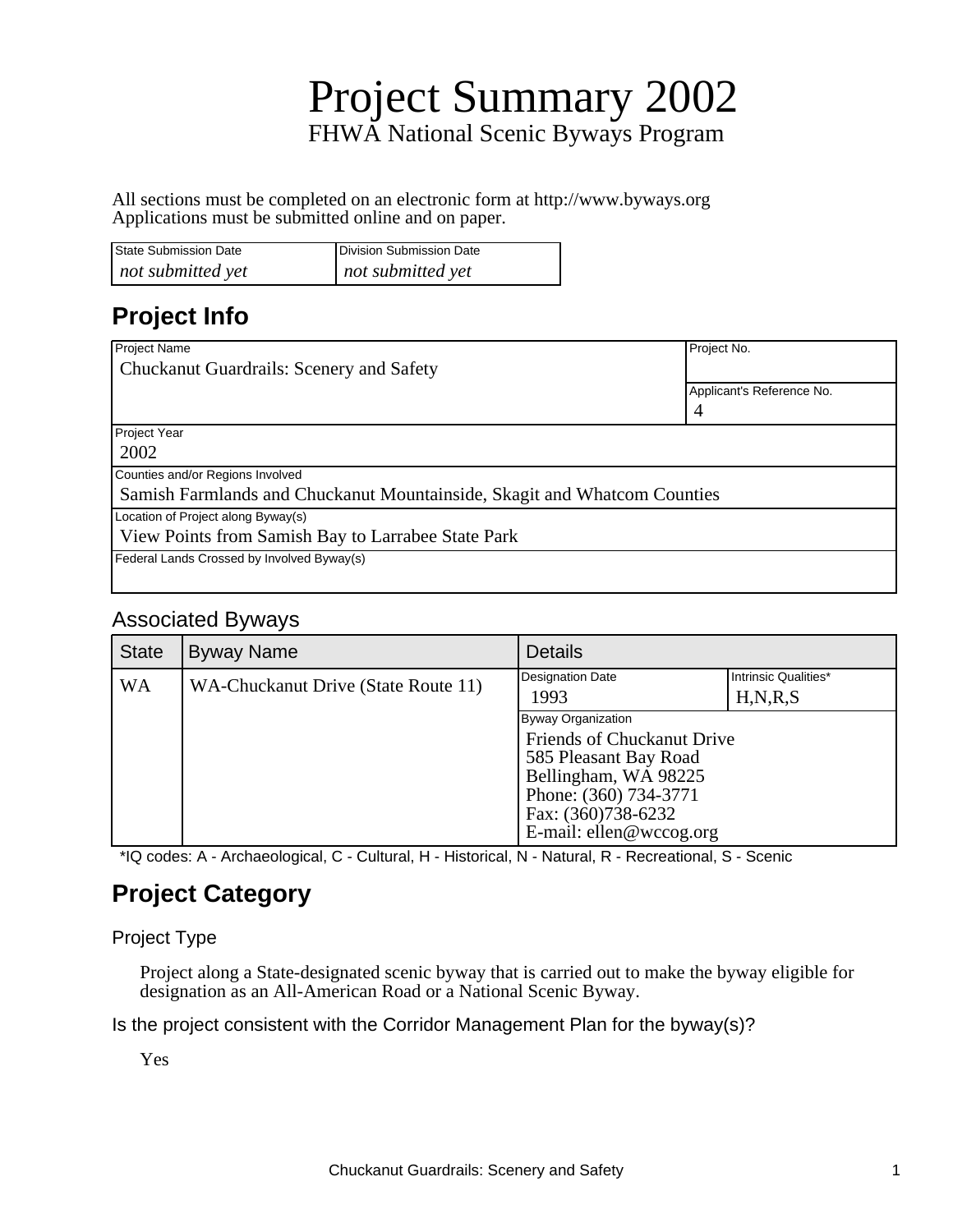# Project Summary 2002

FHWA National Scenic Byways Program

All sections must be completed on an electronic form at http://www.byways.org
Applications must be submitted online and on paper.

| State Submission Date | Division Submission Date |
| --- | --- |
| *not submitted yet* | *not submitted yet* |

## Project Info

| Project Name | Project No. |
| --- | --- |
| Chuckanut Guardrails: Scenery and Safety | |
| | Applicant's Reference No. |
| | 4 |

| Project Year |
| --- |
| 2002 |
| Counties and/or Regions Involved |
| Samish Farmlands and Chuckanut Mountainside, Skagit and Whatcom Counties |
| Location of Project along Byway(s) |
| View Points from Samish Bay to Larrabee State Park |
| Federal Lands Crossed by Involved Byway(s) |
| |

### Associated Byways

| State | Byway Name | Details | |
| --- | --- | --- | --- |
| WA | WA-Chuckanut Drive (State Route 11) | Designation Date: 1993 | Intrinsic Qualities*: H,N,R,S |
| | | Byway Organization: Friends of Chuckanut Drive<br>585 Pleasant Bay Road<br>Bellingham, WA 98225<br>Phone: (360) 734-3771<br>Fax: (360)738-6232<br>E-mail: ellen@wccog.org | |

*IQ codes: A - Archaeological, C - Cultural, H - Historical, N - Natural, R - Recreational, S - Scenic

## Project Category

Project Type

Project along a State-designated scenic byway that is carried out to make the byway eligible for designation as an All-American Road or a National Scenic Byway.

Is the project consistent with the Corridor Management Plan for the byway(s)?

Yes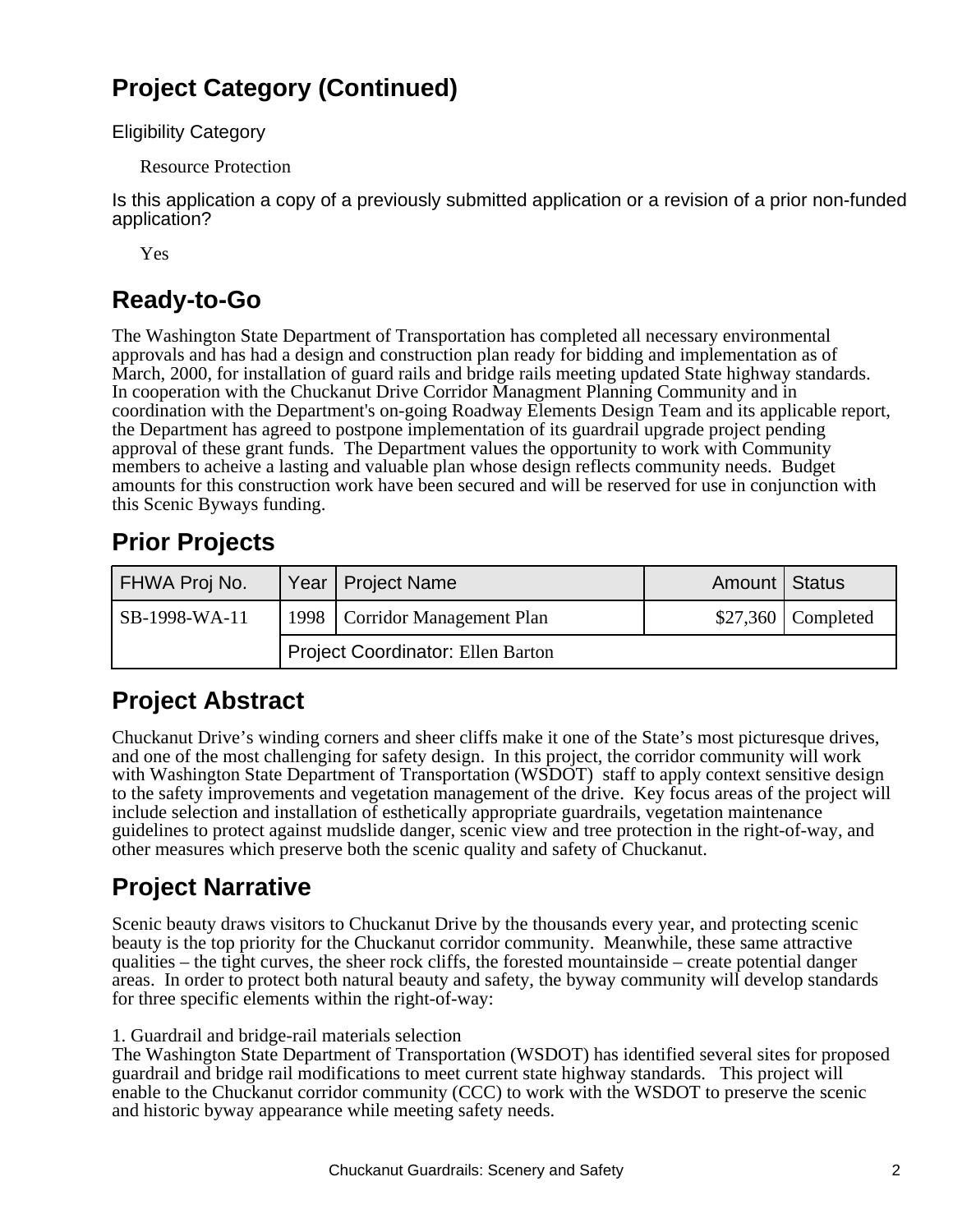## Project Category (Continued)

Eligibility Category

Resource Protection

Is this application a copy of a previously submitted application or a revision of a prior non-funded application?

Yes

## Ready-to-Go

The Washington State Department of Transportation has completed all necessary environmental approvals and has had a design and construction plan ready for bidding and implementation as of March, 2000, for installation of guard rails and bridge rails meeting updated State highway standards. In cooperation with the Chuckanut Drive Corridor Managment Planning Community and in coordination with the Department's on-going Roadway Elements Design Team and its applicable report, the Department has agreed to postpone implementation of its guardrail upgrade project pending approval of these grant funds. The Department values the opportunity to work with Community members to acheive a lasting and valuable plan whose design reflects community needs. Budget amounts for this construction work have been secured and will be reserved for use in conjunction with this Scenic Byways funding.

## Prior Projects

| FHWA Proj No. | Year | Project Name | Amount | Status |
|---|---|---|---|---|
| SB-1998-WA-11 | 1998 | Corridor Management Plan | $27,360 | Completed |
| | Project Coordinator: Ellen Barton | | | |

## Project Abstract

Chuckanut Drive's winding corners and sheer cliffs make it one of the State's most picturesque drives, and one of the most challenging for safety design. In this project, the corridor community will work with Washington State Department of Transportation (WSDOT) staff to apply context sensitive design to the safety improvements and vegetation management of the drive. Key focus areas of the project will include selection and installation of esthetically appropriate guardrails, vegetation maintenance guidelines to protect against mudslide danger, scenic view and tree protection in the right-of-way, and other measures which preserve both the scenic quality and safety of Chuckanut.

## Project Narrative

Scenic beauty draws visitors to Chuckanut Drive by the thousands every year, and protecting scenic beauty is the top priority for the Chuckanut corridor community. Meanwhile, these same attractive qualities – the tight curves, the sheer rock cliffs, the forested mountainside – create potential danger areas. In order to protect both natural beauty and safety, the byway community will develop standards for three specific elements within the right-of-way:

1. Guardrail and bridge-rail materials selection
The Washington State Department of Transportation (WSDOT) has identified several sites for proposed guardrail and bridge rail modifications to meet current state highway standards. This project will enable to the Chuckanut corridor community (CCC) to work with the WSDOT to preserve the scenic and historic byway appearance while meeting safety needs.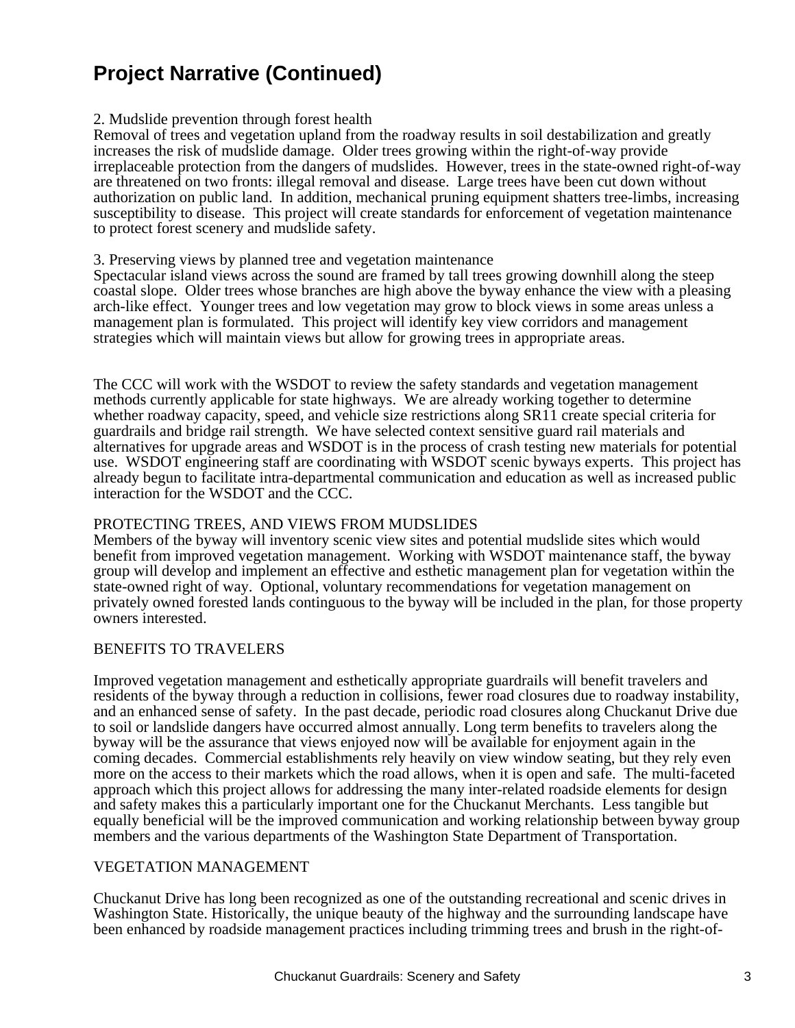# Project Narrative (Continued)

2. Mudslide prevention through forest health
Removal of trees and vegetation upland from the roadway results in soil destabilization and greatly increases the risk of mudslide damage. Older trees growing within the right-of-way provide irreplaceable protection from the dangers of mudslides. However, trees in the state-owned right-of-way are threatened on two fronts: illegal removal and disease. Large trees have been cut down without authorization on public land. In addition, mechanical pruning equipment shatters tree-limbs, increasing susceptibility to disease. This project will create standards for enforcement of vegetation maintenance to protect forest scenery and mudslide safety.

3. Preserving views by planned tree and vegetation maintenance
Spectacular island views across the sound are framed by tall trees growing downhill along the steep coastal slope. Older trees whose branches are high above the byway enhance the view with a pleasing arch-like effect. Younger trees and low vegetation may grow to block views in some areas unless a management plan is formulated. This project will identify key view corridors and management strategies which will maintain views but allow for growing trees in appropriate areas.

The CCC will work with the WSDOT to review the safety standards and vegetation management methods currently applicable for state highways. We are already working together to determine whether roadway capacity, speed, and vehicle size restrictions along SR11 create special criteria for guardrails and bridge rail strength. We have selected context sensitive guard rail materials and alternatives for upgrade areas and WSDOT is in the process of crash testing new materials for potential use. WSDOT engineering staff are coordinating with WSDOT scenic byways experts. This project has already begun to facilitate intra-departmental communication and education as well as increased public interaction for the WSDOT and the CCC.

PROTECTING TREES, AND VIEWS FROM MUDSLIDES
Members of the byway will inventory scenic view sites and potential mudslide sites which would benefit from improved vegetation management. Working with WSDOT maintenance staff, the byway group will develop and implement an effective and esthetic management plan for vegetation within the state-owned right of way. Optional, voluntary recommendations for vegetation management on privately owned forested lands contiguous to the byway will be included in the plan, for those property owners interested.

BENEFITS TO TRAVELERS

Improved vegetation management and esthetically appropriate guardrails will benefit travelers and residents of the byway through a reduction in collisions, fewer road closures due to roadway instability, and an enhanced sense of safety. In the past decade, periodic road closures along Chuckanut Drive due to soil or landslide dangers have occurred almost annually. Long term benefits to travelers along the byway will be the assurance that views enjoyed now will be available for enjoyment again in the coming decades. Commercial establishments rely heavily on view window seating, but they rely even more on the access to their markets which the road allows, when it is open and safe. The multi-faceted approach which this project allows for addressing the many inter-related roadside elements for design and safety makes this a particularly important one for the Chuckanut Merchants. Less tangible but equally beneficial will be the improved communication and working relationship between byway group members and the various departments of the Washington State Department of Transportation.

VEGETATION MANAGEMENT

Chuckanut Drive has long been recognized as one of the outstanding recreational and scenic drives in Washington State. Historically, the unique beauty of the highway and the surrounding landscape have been enhanced by roadside management practices including trimming trees and brush in the right-of-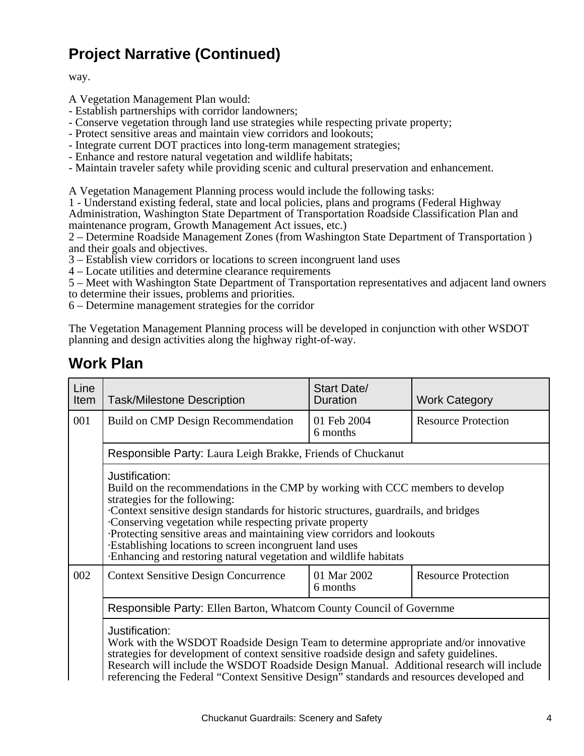## Project Narrative (Continued)

way.

A Vegetation Management Plan would:
- Establish partnerships with corridor landowners;
- Conserve vegetation through land use strategies while respecting private property;
- Protect sensitive areas and maintain view corridors and lookouts;
- Integrate current DOT practices into long-term management strategies;
- Enhance and restore natural vegetation and wildlife habitats;
- Maintain traveler safety while providing scenic and cultural preservation and enhancement.

A Vegetation Management Planning process would include the following tasks:
1 - Understand existing federal, state and local policies, plans and programs (Federal Highway Administration, Washington State Department of Transportation Roadside Classification Plan and maintenance program, Growth Management Act issues, etc.)
2 – Determine Roadside Management Zones (from Washington State Department of Transportation ) and their goals and objectives.
3 – Establish view corridors or locations to screen incongruent land uses
4 – Locate utilities and determine clearance requirements
5 – Meet with Washington State Department of Transportation representatives and adjacent land owners to determine their issues, problems and priorities.
6 – Determine management strategies for the corridor

The Vegetation Management Planning process will be developed in conjunction with other WSDOT planning and design activities along the highway right-of-way.

## Work Plan

| Line Item | Task/Milestone Description | Start Date/ Duration | Work Category |
|---|---|---|---|
| 001 | Build on CMP Design Recommendation | 01 Feb 2004 6 months | Resource Protection |
| | Responsible Party: Laura Leigh Brakke, Friends of Chuckanut | | |
| | Justification: Build on the recommendations in the CMP by working with CCC members to develop strategies for the following: ·Context sensitive design standards for historic structures, guardrails, and bridges ·Conserving vegetation while respecting private property ·Protecting sensitive areas and maintaining view corridors and lookouts ·Establishing locations to screen incongruent land uses ·Enhancing and restoring natural vegetation and wildlife habitats | | |
| 002 | Context Sensitive Design Concurrence | 01 Mar 2002 6 months | Resource Protection |
| | Responsible Party: Ellen Barton, Whatcom County Council of Governme | | |
| | Justification: Work with the WSDOT Roadside Design Team to determine appropriate and/or innovative strategies for development of context sensitive roadside design and safety guidelines. Research will include the WSDOT Roadside Design Manual. Additional research will include referencing the Federal "Context Sensitive Design" standards and resources developed and | | |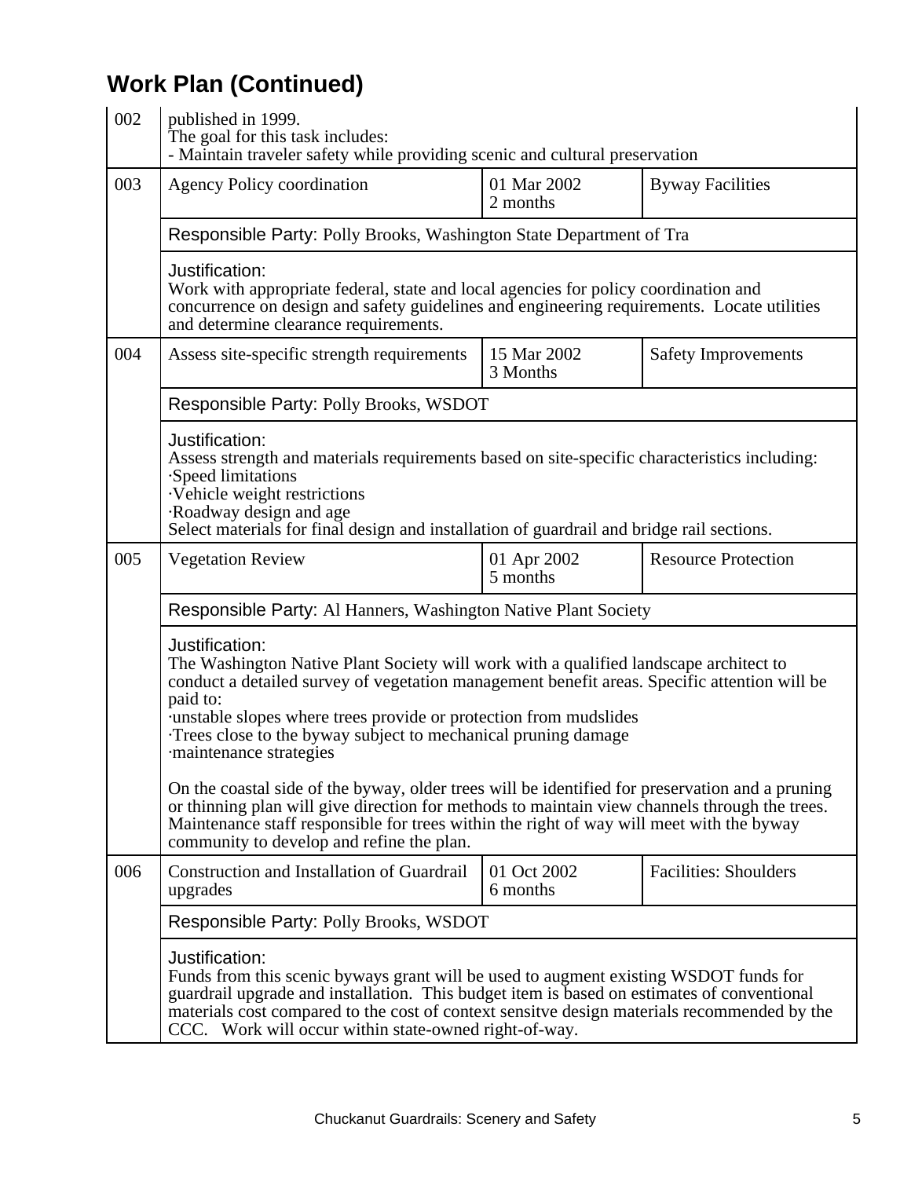## Work Plan (Continued)

| | | | |
|---|---|---|---|
| 002 | published in 1999.<br>The goal for this task includes:<br>- Maintain traveler safety while providing scenic and cultural preservation | | |
| 003 | Agency Policy coordination | 01 Mar 2002<br>2 months | Byway Facilities |
| | Responsible Party: Polly Brooks, Washington State Department of Tra | | |
| | Justification:<br>Work with appropriate federal, state and local agencies for policy coordination and concurrence on design and safety guidelines and engineering requirements. Locate utilities and determine clearance requirements. | | |
| 004 | Assess site-specific strength requirements | 15 Mar 2002<br>3 Months | Safety Improvements |
| | Responsible Party: Polly Brooks, WSDOT | | |
| | Justification:<br>Assess strength and materials requirements based on site-specific characteristics including:<br>·Speed limitations<br>·Vehicle weight restrictions<br>·Roadway design and age<br>Select materials for final design and installation of guardrail and bridge rail sections. | | |
| 005 | Vegetation Review | 01 Apr 2002<br>5 months | Resource Protection |
| | Responsible Party: Al Hanners, Washington Native Plant Society | | |
| | Justification:<br>The Washington Native Plant Society will work with a qualified landscape architect to conduct a detailed survey of vegetation management benefit areas. Specific attention will be paid to:<br>·unstable slopes where trees provide or protection from mudslides<br>·Trees close to the byway subject to mechanical pruning damage<br>·maintenance strategies<br><br>On the coastal side of the byway, older trees will be identified for preservation and a pruning or thinning plan will give direction for methods to maintain view channels through the trees. Maintenance staff responsible for trees within the right of way will meet with the byway community to develop and refine the plan. | | |
| 006 | Construction and Installation of Guardrail upgrades | 01 Oct 2002<br>6 months | Facilities: Shoulders |
| | Responsible Party: Polly Brooks, WSDOT | | |
| | Justification:<br>Funds from this scenic byways grant will be used to augment existing WSDOT funds for guardrail upgrade and installation. This budget item is based on estimates of conventional materials cost compared to the cost of context sensitve design materials recommended by the CCC. Work will occur within state-owned right-of-way. | | |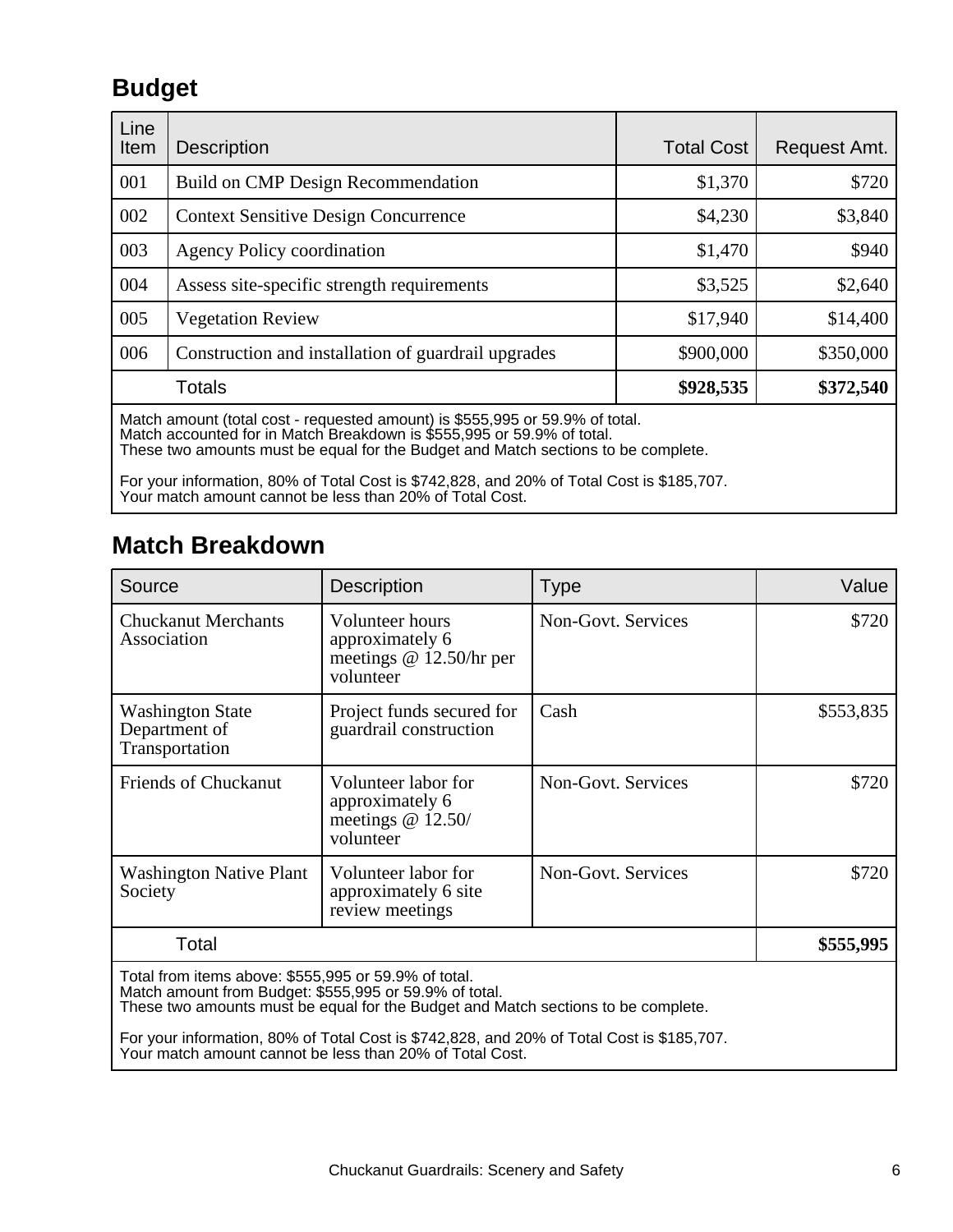## Budget

| Line Item | Description | Total Cost | Request Amt. |
|---|---|---|---|
| 001 | Build on CMP Design Recommendation | $1,370 | $720 |
| 002 | Context Sensitive Design Concurrence | $4,230 | $3,840 |
| 003 | Agency Policy coordination | $1,470 | $940 |
| 004 | Assess site-specific strength requirements | $3,525 | $2,640 |
| 005 | Vegetation Review | $17,940 | $14,400 |
| 006 | Construction and installation of guardrail upgrades | $900,000 | $350,000 |
| | Totals | **$928,535** | **$372,540** |

Match amount (total cost - requested amount) is $555,995 or 59.9% of total.
Match accounted for in Match Breakdown is $555,995 or 59.9% of total.
These two amounts must be equal for the Budget and Match sections to be complete.

For your information, 80% of Total Cost is $742,828, and 20% of Total Cost is $185,707.
Your match amount cannot be less than 20% of Total Cost.

## Match Breakdown

| Source | Description | Type | Value |
|---|---|---|---|
| Chuckanut Merchants Association | Volunteer hours approximately 6 meetings @ 12.50/hr per volunteer | Non-Govt. Services | $720 |
| Washington State Department of Transportation | Project funds secured for guardrail construction | Cash | $553,835 |
| Friends of Chuckanut | Volunteer labor for approximately 6 meetings @ 12.50/ volunteer | Non-Govt. Services | $720 |
| Washington Native Plant Society | Volunteer labor for approximately 6 site review meetings | Non-Govt. Services | $720 |
| Total | | | **$555,995** |

Total from items above: $555,995 or 59.9% of total.
Match amount from Budget: $555,995 or 59.9% of total.
These two amounts must be equal for the Budget and Match sections to be complete.

For your information, 80% of Total Cost is $742,828, and 20% of Total Cost is $185,707.
Your match amount cannot be less than 20% of Total Cost.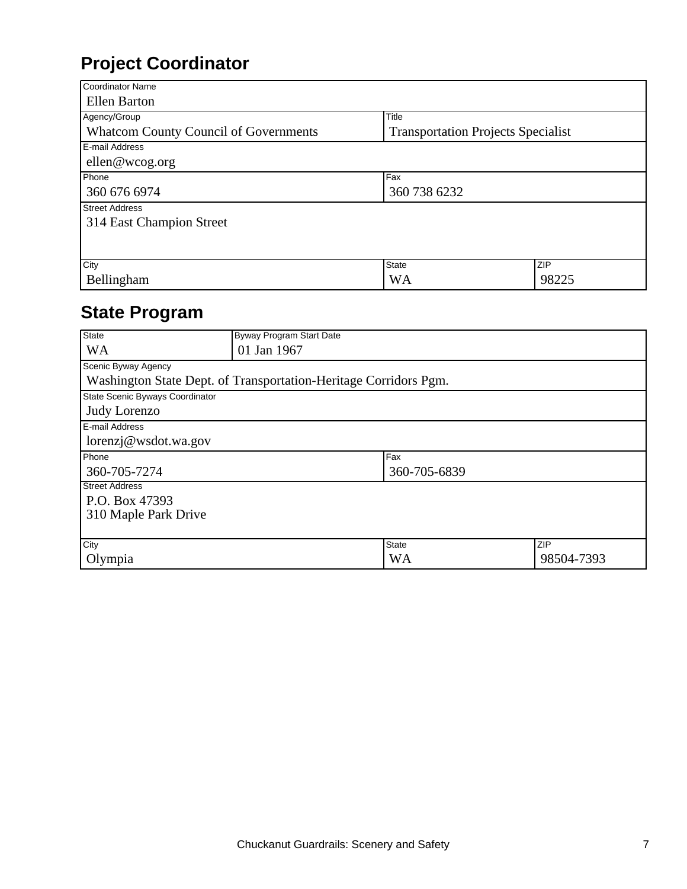## Project Coordinator

| Coordinator Name | | |
|---|---|---|
| Ellen Barton | | |
| **Agency/Group** | **Title** | |
| Whatcom County Council of Governments | Transportation Projects Specialist | |
| **E-mail Address** | | |
| ellen@wcog.org | | |
| **Phone** | **Fax** | |
| 360 676 6974 | 360 738 6232 | |
| **Street Address** | | |
| 314 East Champion Street | | |
| **City** | **State** | **ZIP** |
| Bellingham | WA | 98225 |

## State Program

| State | Byway Program Start Date | | |
|---|---|---|---|
| WA | 01 Jan 1967 | | |
| **Scenic Byway Agency** | | | |
| Washington State Dept. of Transportation-Heritage Corridors Pgm. | | | |
| **State Scenic Byways Coordinator** | | | |
| Judy Lorenzo | | | |
| **E-mail Address** | | | |
| lorenzj@wsdot.wa.gov | | | |
| **Phone** | | **Fax** | |
| 360-705-7274 | | 360-705-6839 | |
| **Street Address** | | | |
| P.O. Box 47393<br>310 Maple Park Drive | | | |
| **City** | | **State** | **ZIP** |
| Olympia | | WA | 98504-7393 |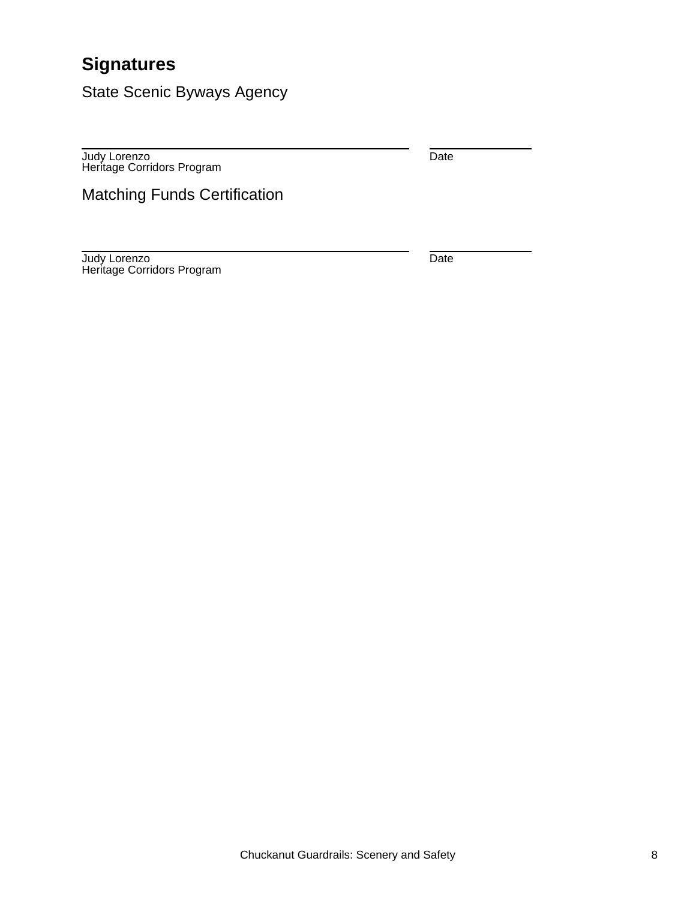## Signatures

### State Scenic Byways Agency

\_\_\_\_\_\_\_\_\_\_\_\_\_\_\_\_\_\_\_\_\_\_\_\_\_\_\_\_\_\_\_\_\_\_\_\_\_\_\_\_ \_\_\_\_\_\_\_\_\_\_\_\_\_\_\_

Judy Lorenzo
Heritage Corridors Program

Date

### Matching Funds Certification

\_\_\_\_\_\_\_\_\_\_\_\_\_\_\_\_\_\_\_\_\_\_\_\_\_\_\_\_\_\_\_\_\_\_\_\_\_\_\_\_ \_\_\_\_\_\_\_\_\_\_\_\_\_\_\_

Judy Lorenzo
Heritage Corridors Program

Date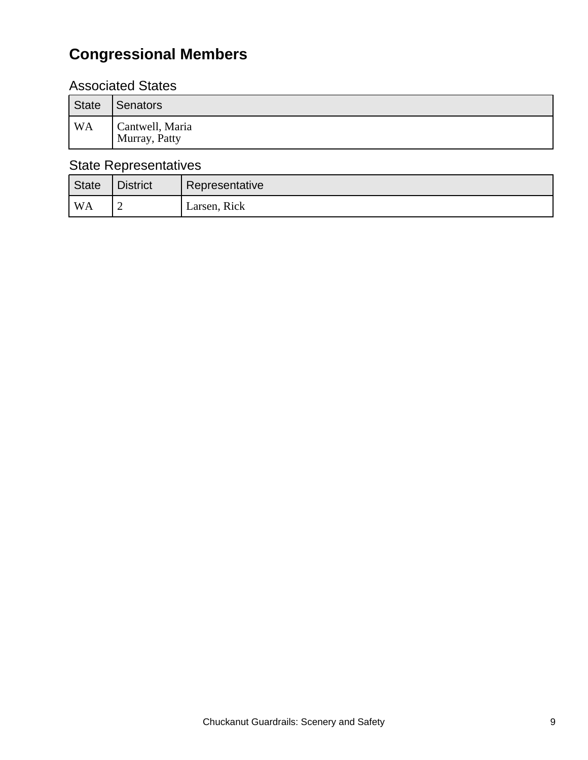# Congressional Members

## Associated States

| State | Senators |
| --- | --- |
| WA | Cantwell, Maria<br>Murray, Patty |

## State Representatives

| State | District | Representative |
| --- | --- | --- |
| WA | 2 | Larsen, Rick |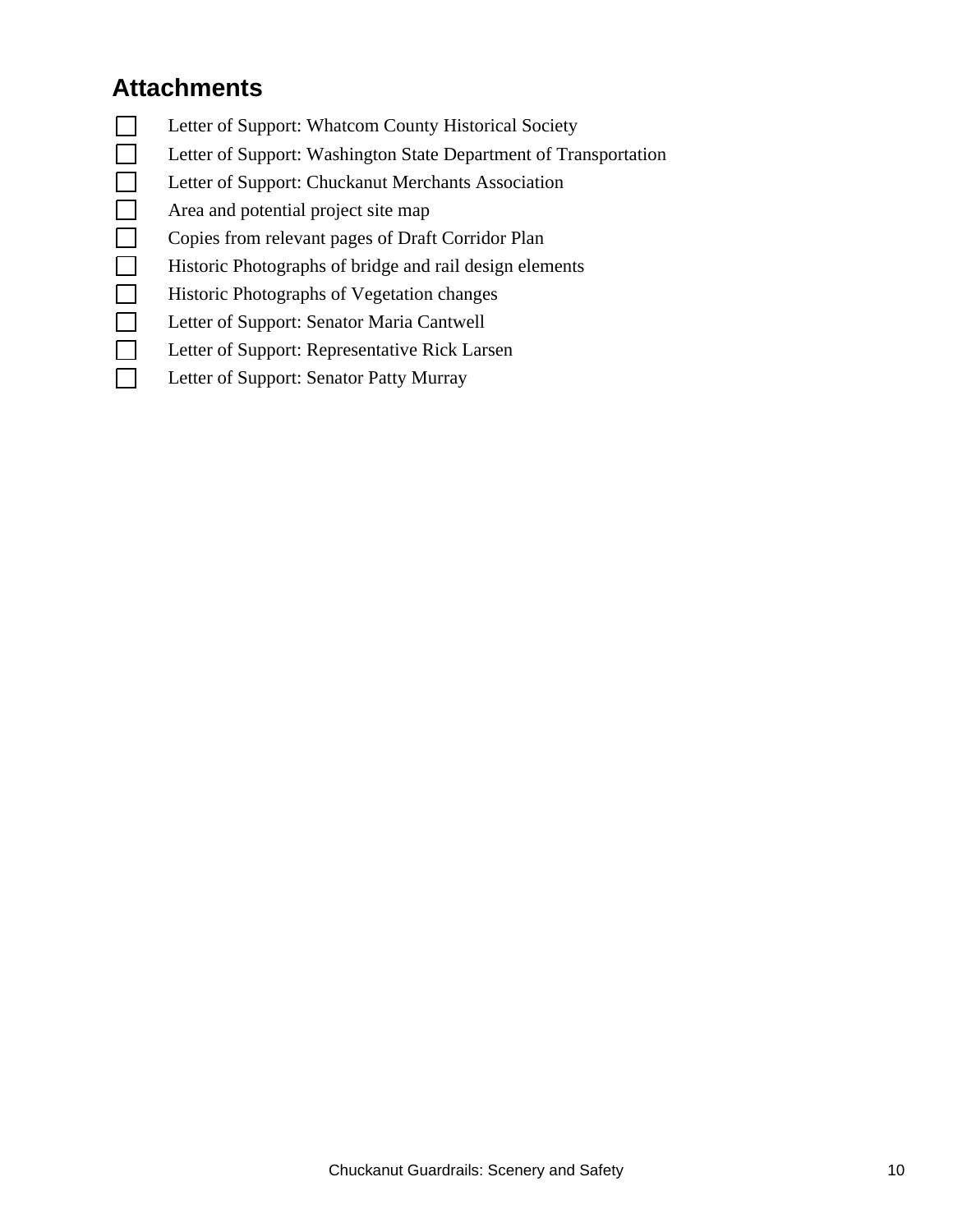## Attachments

- [ ] Letter of Support: Whatcom County Historical Society
- [ ] Letter of Support: Washington State Department of Transportation
- [ ] Letter of Support: Chuckanut Merchants Association
- [ ] Area and potential project site map
- [ ] Copies from relevant pages of Draft Corridor Plan
- [ ] Historic Photographs of bridge and rail design elements
- [ ] Historic Photographs of Vegetation changes
- [ ] Letter of Support: Senator Maria Cantwell
- [ ] Letter of Support: Representative Rick Larsen
- [ ] Letter of Support: Senator Patty Murray